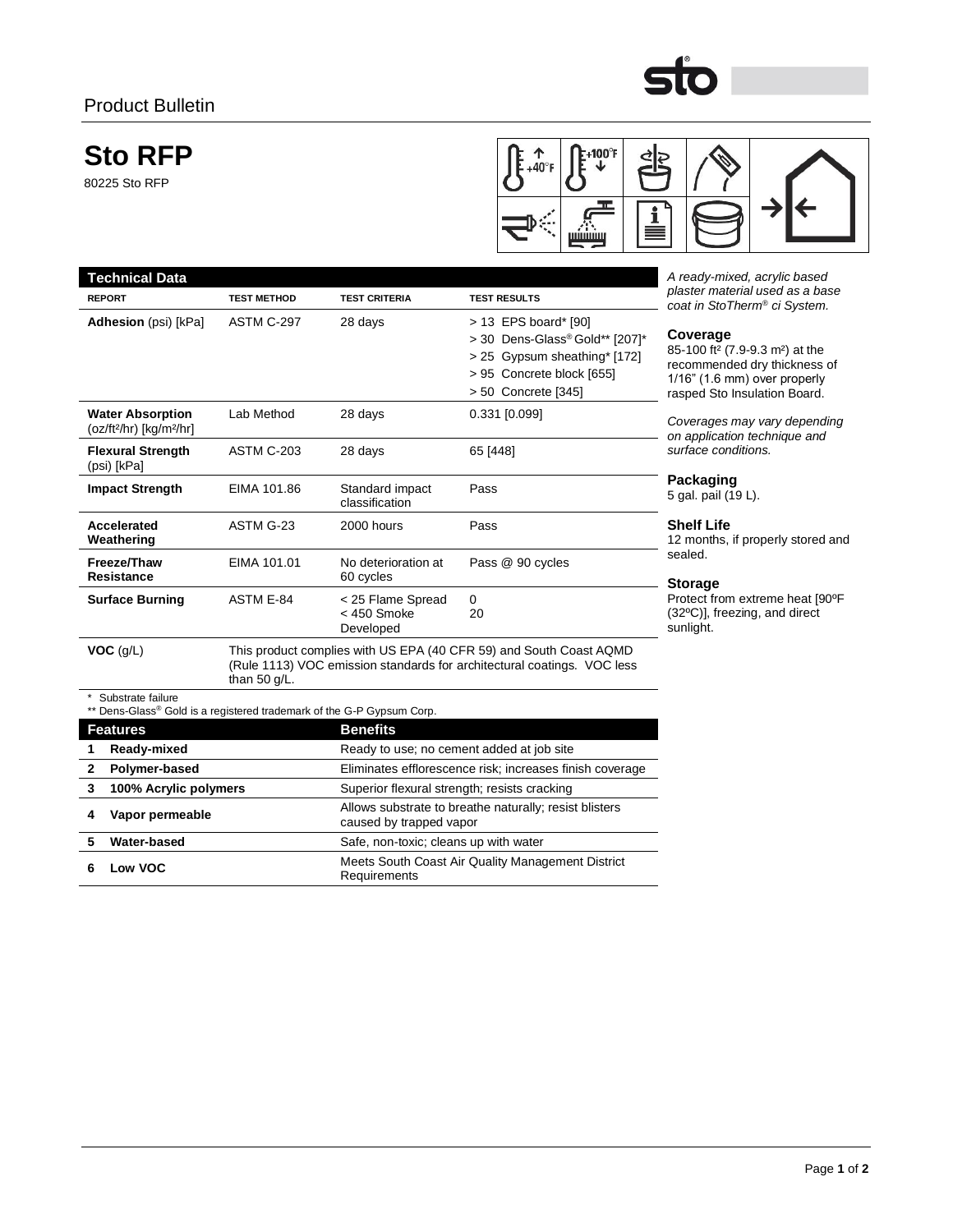Product Bulletin

# Sto RFP

80225 Sto RFP

## Technical Data

| REPORT | TEST METHOD | TEST CRITERIA | TEST RESULTS |
|---|---|---|---|
| **Adhesion** (psi) [kPa] | ASTM C-297 | 28 days | > 13 EPS board* [90]<br>> 30 Dens-Glass® Gold** [207]*<br>> 25 Gypsum sheathing* [172]<br>> 95 Concrete block [655]<br>> 50 Concrete [345] |
| **Water Absorption** (oz/ft²/hr) [kg/m²/hr] | Lab Method | 28 days | 0.331 [0.099] |
| **Flexural Strength** (psi) [kPa] | ASTM C-203 | 28 days | 65 [448] |
| **Impact Strength** | EIMA 101.86 | Standard impact classification | Pass |
| **Accelerated Weathering** | ASTM G-23 | 2000 hours | Pass |
| **Freeze/Thaw Resistance** | EIMA 101.01 | No deterioration at 60 cycles | Pass @ 90 cycles |
| **Surface Burning** | ASTM E-84 | < 25 Flame Spread<br>< 450 Smoke Developed | 0<br>20 |
| **VOC** (g/L) | This product complies with US EPA (40 CFR 59) and South Coast AQMD (Rule 1113) VOC emission standards for architectural coatings. VOC less than 50 g/L. | | |

\* Substrate failure
** Dens-Glass® Gold is a registered trademark of the G-P Gypsum Corp.

| Features | | Benefits |
|---|---|---|
| 1 | **Ready-mixed** | Ready to use; no cement added at job site |
| 2 | **Polymer-based** | Eliminates efflorescence risk; increases finish coverage |
| 3 | **100% Acrylic polymers** | Superior flexural strength; resists cracking |
| 4 | **Vapor permeable** | Allows substrate to breathe naturally; resist blisters caused by trapped vapor |
| 5 | **Water-based** | Safe, non-toxic; cleans up with water |
| 6 | **Low VOC** | Meets South Coast Air Quality Management District Requirements |

*A ready-mixed, acrylic based plaster material used as a base coat in StoTherm® ci System.*

### Coverage

85-100 ft² (7.9-9.3 m²) at the recommended dry thickness of 1/16" (1.6 mm) over properly rasped Sto Insulation Board.

*Coverages may vary depending on application technique and surface conditions.*

### Packaging

5 gal. pail (19 L).

### Shelf Life

12 months, if properly stored and sealed.

### Storage

Protect from extreme heat [90ºF (32ºC)], freezing, and direct sunlight.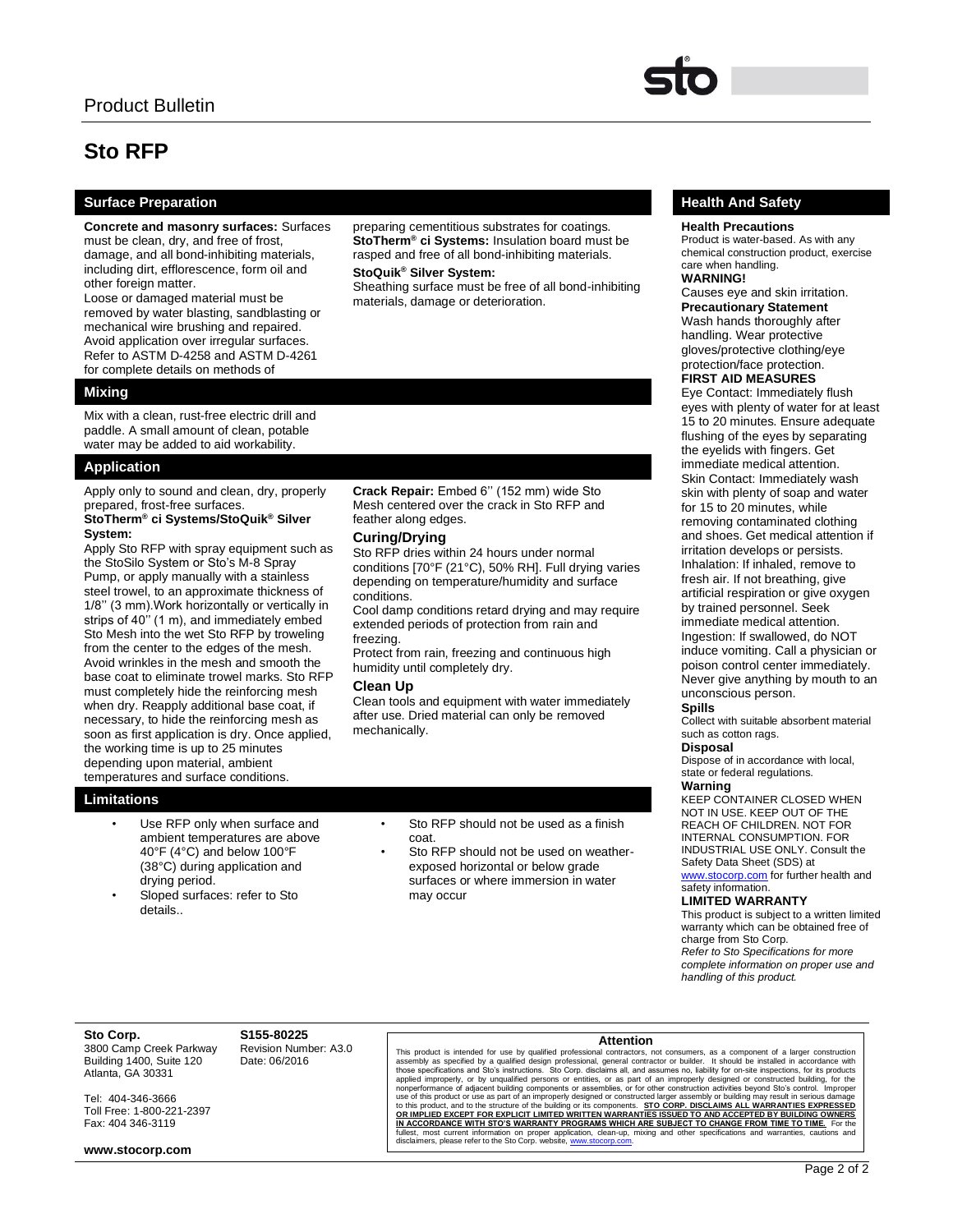# Product Bulletin

# Sto RFP

## Surface Preparation

**Concrete and masonry surfaces:** Surfaces must be clean, dry, and free of frost, damage, and all bond-inhibiting materials, including dirt, efflorescence, form oil and other foreign matter.
Loose or damaged material must be removed by water blasting, sandblasting or mechanical wire brushing and repaired. Avoid application over irregular surfaces. Refer to ASTM D-4258 and ASTM D-4261 for complete details on methods of preparing cementitious substrates for coatings.
**StoTherm® ci Systems:** Insulation board must be rasped and free of all bond-inhibiting materials.

**StoQuik® Silver System:**
Sheathing surface must be free of all bond-inhibiting materials, damage or deterioration.

## Mixing

Mix with a clean, rust-free electric drill and paddle. A small amount of clean, potable water may be added to aid workability.

## Application

Apply only to sound and clean, dry, properly prepared, frost-free surfaces.
**StoTherm® ci Systems/StoQuik® Silver System:**
Apply Sto RFP with spray equipment such as the StoSilo System or Sto's M-8 Spray Pump, or apply manually with a stainless steel trowel, to an approximate thickness of 1/8'' (3 mm).Work horizontally or vertically in strips of 40'' (1 m), and immediately embed Sto Mesh into the wet Sto RFP by troweling from the center to the edges of the mesh. Avoid wrinkles in the mesh and smooth the base coat to eliminate trowel marks. Sto RFP must completely hide the reinforcing mesh when dry. Reapply additional base coat, if necessary, to hide the reinforcing mesh as soon as first application is dry. Once applied, the working time is up to 25 minutes depending upon material, ambient temperatures and surface conditions.

**Crack Repair:** Embed 6'' (152 mm) wide Sto Mesh centered over the crack in Sto RFP and feather along edges.

### Curing/Drying

Sto RFP dries within 24 hours under normal conditions [70°F (21°C), 50% RH]. Full drying varies depending on temperature/humidity and surface conditions.
Cool damp conditions retard drying and may require extended periods of protection from rain and freezing.
Protect from rain, freezing and continuous high humidity until completely dry.

### Clean Up

Clean tools and equipment with water immediately after use. Dried material can only be removed mechanically.

## Limitations

- Use RFP only when surface and ambient temperatures are above 40°F (4°C) and below 100°F (38°C) during application and drying period.
- Sloped surfaces: refer to Sto details..
- Sto RFP should not be used as a finish coat.
- Sto RFP should not be used on weather-exposed horizontal or below grade surfaces or where immersion in water may occur

## Health And Safety

**Health Precautions**
Product is water-based. As with any chemical construction product, exercise care when handling.
**WARNING!**
Causes eye and skin irritation.
**Precautionary Statement**
Wash hands thoroughly after handling. Wear protective gloves/protective clothing/eye protection/face protection.
**FIRST AID MEASURES**
Eye Contact: Immediately flush eyes with plenty of water for at least 15 to 20 minutes. Ensure adequate flushing of the eyes by separating the eyelids with fingers. Get immediate medical attention.
Skin Contact: Immediately wash skin with plenty of soap and water for 15 to 20 minutes, while removing contaminated clothing and shoes. Get medical attention if irritation develops or persists.
Inhalation: If inhaled, remove to fresh air. If not breathing, give artificial respiration or give oxygen by trained personnel. Seek immediate medical attention.
Ingestion: If swallowed, do NOT induce vomiting. Call a physician or poison control center immediately. Never give anything by mouth to an unconscious person.
**Spills**
Collect with suitable absorbent material such as cotton rags.
**Disposal**
Dispose of in accordance with local, state or federal regulations.
**Warning**
KEEP CONTAINER CLOSED WHEN NOT IN USE. KEEP OUT OF THE REACH OF CHILDREN. NOT FOR INTERNAL CONSUMPTION. FOR INDUSTRIAL USE ONLY. Consult the Safety Data Sheet (SDS) at www.stocorp.com for further health and safety information.
**LIMITED WARRANTY**
This product is subject to a written limited warranty which can be obtained free of charge from Sto Corp.
*Refer to Sto Specifications for more complete information on proper use and handling of this product.*

---

**Sto Corp.**
3800 Camp Creek Parkway
Building 1400, Suite 120
Atlanta, GA 30331

Tel: 404-346-3666
Toll Free: 1-800-221-2397
Fax: 404 346-3119

**www.stocorp.com**

**S155-80225**
Revision Number: A3.0
Date: 06/2016

**Attention**
This product is intended for use by qualified professional contractors, not consumers, as a component of a larger construction assembly as specified by a qualified design professional, general contractor or builder. It should be installed in accordance with those specifications and Sto's instructions. Sto Corp. disclaims all, and assumes no, liability for on-site inspections, for its products applied improperly, or by unqualified persons or entities, or as part of an improperly designed or constructed building, for the nonperformance of adjacent building components or assemblies, or for other construction activities beyond Sto's control. Improper use of this product or use as part of an improperly designed or constructed larger assembly or building may result in serious damage to this product, and to the structure of the building or its components. **STO CORP. DISCLAIMS ALL WARRANTIES EXPRESSED OR IMPLIED EXCEPT FOR EXPLICIT LIMITED WRITTEN WARRANTIES ISSUED TO AND ACCEPTED BY BUILDING OWNERS IN ACCORDANCE WITH STO'S WARRANTY PROGRAMS WHICH ARE SUBJECT TO CHANGE FROM TIME TO TIME.** For the fullest, most current information on proper application, clean-up, mixing and other specifications and warranties, cautions and disclaimers, please refer to the Sto Corp. website, www.stocorp.com.